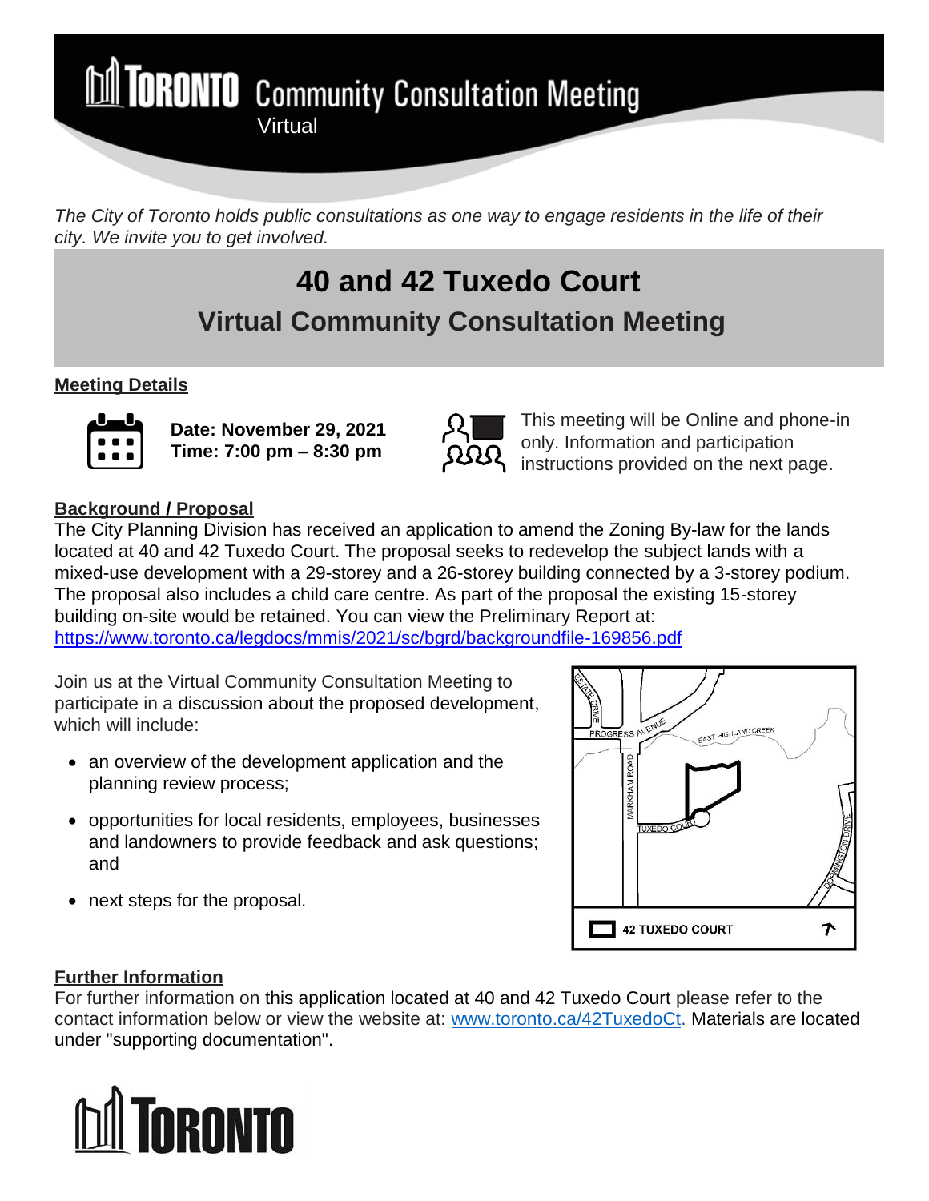# TORONTO Community Consultation Meeting

Virtual

*The City of Toronto holds public consultations as one way to engage residents in the life of their city. We invite you to get involved.*

## 40 and 42 Tuxedo Court

## Virtual Community Consultation Meeting

### Meeting Details

**Date: November 29, 2021**
**Time: 7:00 pm – 8:30 pm**

This meeting will be Online and phone-in only. Information and participation instructions provided on the next page.

### Background / Proposal

The City Planning Division has received an application to amend the Zoning By-law for the lands located at 40 and 42 Tuxedo Court. The proposal seeks to redevelop the subject lands with a mixed-use development with a 29-storey and a 26-storey building connected by a 3-storey podium. The proposal also includes a child care centre. As part of the proposal the existing 15-storey building on-site would be retained. You can view the Preliminary Report at: https://www.toronto.ca/legdocs/mmis/2021/sc/bgrd/backgroundfile-169856.pdf

Join us at the Virtual Community Consultation Meeting to participate in a discussion about the proposed development, which will include:

- an overview of the development application and the planning review process;
- opportunities for local residents, employees, businesses and landowners to provide feedback and ask questions; and
- next steps for the proposal.

ESTATE DRIVE
PROGRESS AVENUE
EAST HIGHLAND CREEK
MARKHAM ROAD
TUXEDO COURT
CORMINGTON DRIVE

42 TUXEDO COURT

### Further Information

For further information on this application located at 40 and 42 Tuxedo Court please refer to the contact information below or view the website at: www.toronto.ca/42TuxedoCt. Materials are located under "supporting documentation".

TORONTO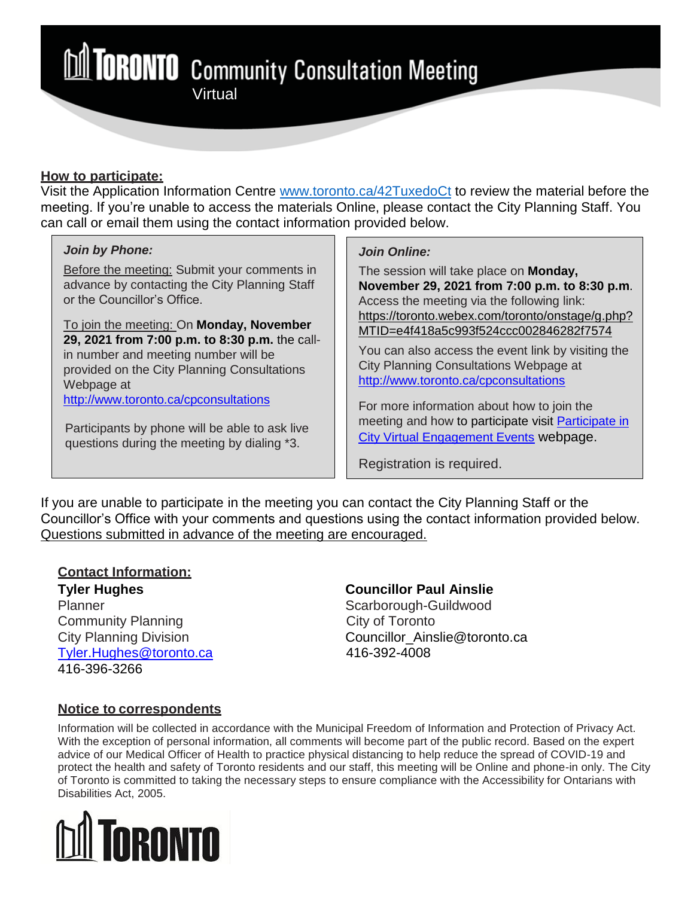# TORONTO Community Consultation Meeting

Virtual

**How to participate:**

Visit the Application Information Centre www.toronto.ca/42TuxedoCt to review the material before the meeting. If you're unable to access the materials Online, please contact the City Planning Staff. You can call or email them using the contact information provided below.

***Join by Phone:***

Before the meeting: Submit your comments in advance by contacting the City Planning Staff or the Councillor's Office.

To join the meeting: On **Monday, November 29, 2021 from 7:00 p.m. to 8:30 p.m.** the call-in number and meeting number will be provided on the City Planning Consultations Webpage at http://www.toronto.ca/cpconsultations

Participants by phone will be able to ask live questions during the meeting by dialing *3.

***Join Online:***

The session will take place on **Monday, November 29, 2021 from 7:00 p.m. to 8:30 p.m**. Access the meeting via the following link: https://toronto.webex.com/toronto/onstage/g.php?MTID=e4f418a5c993f524ccc002846282f7574

You can also access the event link by visiting the City Planning Consultations Webpage at http://www.toronto.ca/cpconsultations

For more information about how to join the meeting and how to participate visit Participate in City Virtual Engagement Events webpage.

Registration is required.

If you are unable to participate in the meeting you can contact the City Planning Staff or the Councillor's Office with your comments and questions using the contact information provided below. Questions submitted in advance of the meeting are encouraged.

**Contact Information:**

**Tyler Hughes**
Planner
Community Planning
City Planning Division
Tyler.Hughes@toronto.ca
416-396-3266

**Councillor Paul Ainslie**
Scarborough-Guildwood
City of Toronto
Councillor_Ainslie@toronto.ca
416-392-4008

**Notice to correspondents**

Information will be collected in accordance with the Municipal Freedom of Information and Protection of Privacy Act. With the exception of personal information, all comments will become part of the public record. Based on the expert advice of our Medical Officer of Health to practice physical distancing to help reduce the spread of COVID-19 and protect the health and safety of Toronto residents and our staff, this meeting will be Online and phone-in only. The City of Toronto is committed to taking the necessary steps to ensure compliance with the Accessibility for Ontarians with Disabilities Act, 2005.

TORONTO